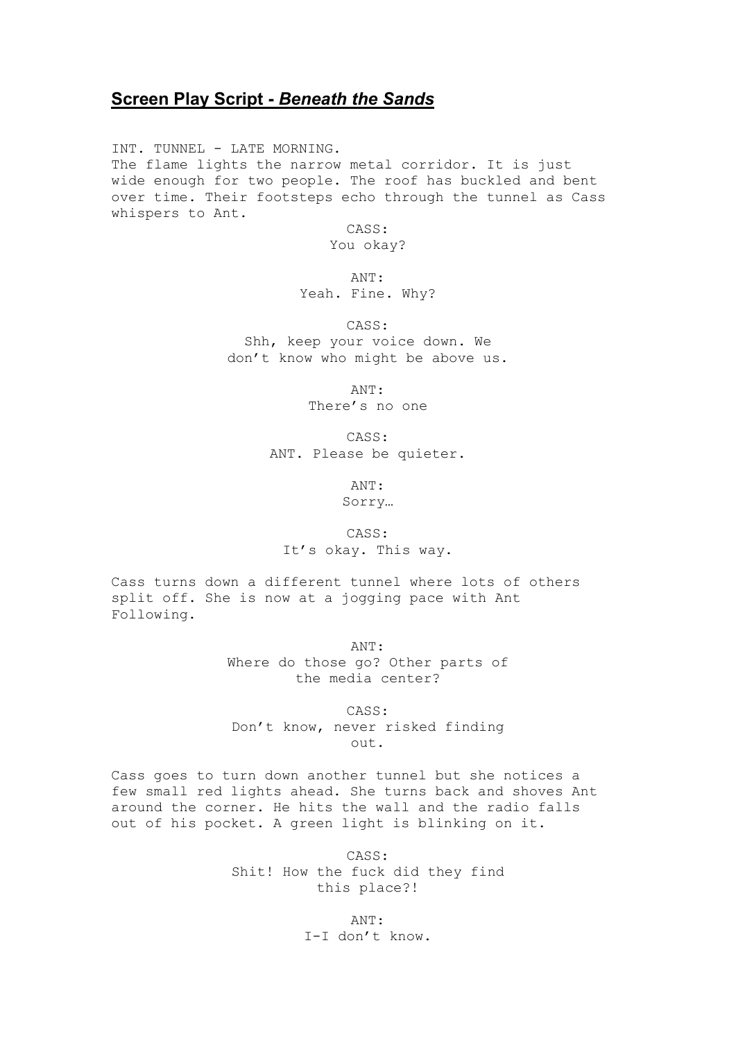## Screen Play Script - *Beneath the Sands*

INT. TUNNEL - LATE MORNING.
The flame lights the narrow metal corridor. It is just wide enough for two people. The roof has buckled and bent over time. Their footsteps echo through the tunnel as Cass whispers to Ant.

CASS:
You okay?

ANT:
Yeah. Fine. Why?

CASS:
Shh, keep your voice down. We don't know who might be above us.

ANT:
There's no one

CASS:
ANT. Please be quieter.

ANT:
Sorry…

CASS:
It's okay. This way.

Cass turns down a different tunnel where lots of others split off. She is now at a jogging pace with Ant Following.

ANT:
Where do those go? Other parts of the media center?

CASS:
Don't know, never risked finding out.

Cass goes to turn down another tunnel but she notices a few small red lights ahead. She turns back and shoves Ant around the corner. He hits the wall and the radio falls out of his pocket. A green light is blinking on it.

CASS:
Shit! How the fuck did they find this place?!

ANT:
I-I don't know.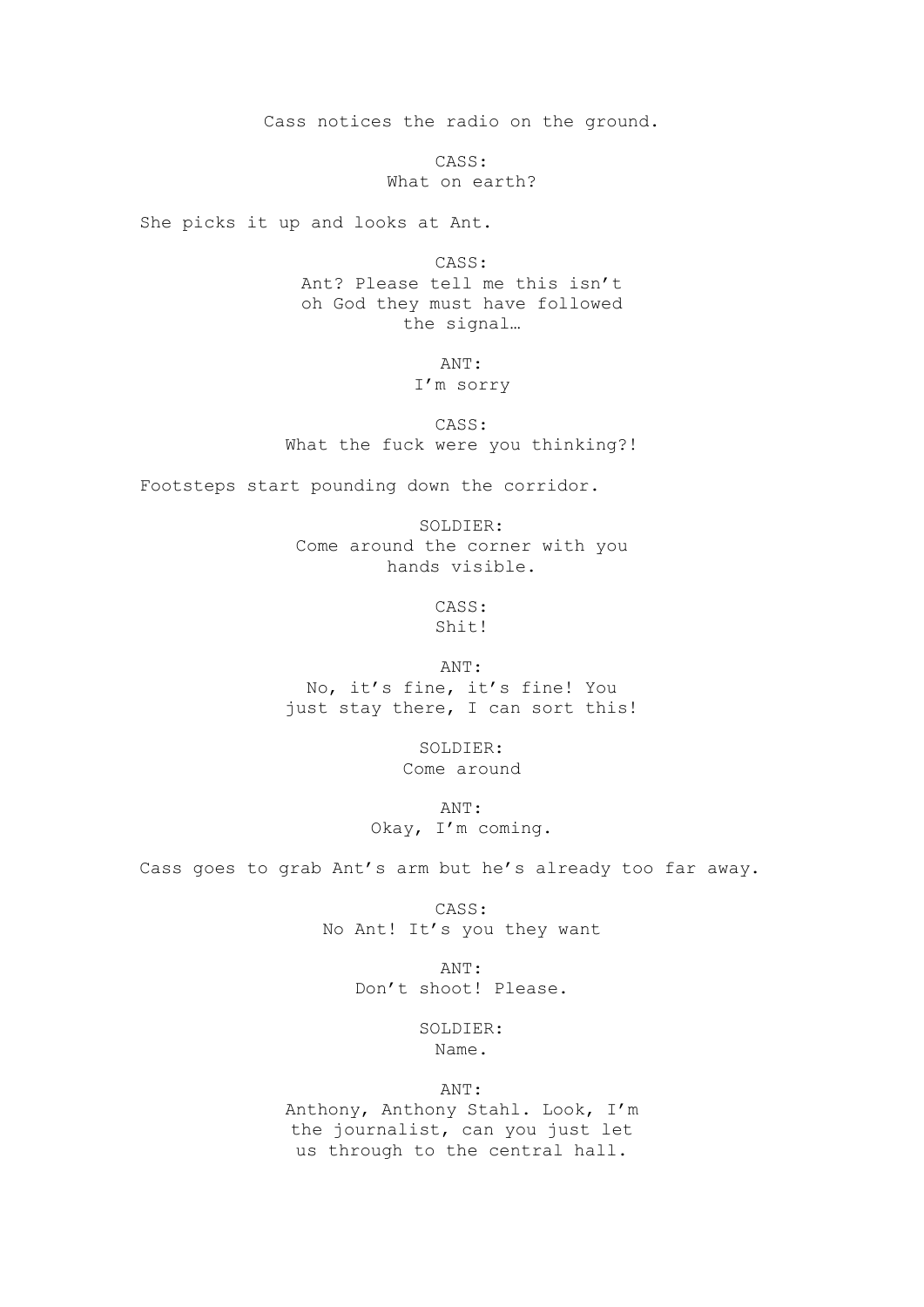Cass notices the radio on the ground.

CASS:
What on earth?

She picks it up and looks at Ant.

CASS:
Ant? Please tell me this isn't
oh God they must have followed
the signal…

ANT:
I'm sorry

CASS:
What the fuck were you thinking?!

Footsteps start pounding down the corridor.

SOLDIER:
Come around the corner with you
hands visible.

CASS:
Shit!

ANT:
No, it's fine, it's fine! You
just stay there, I can sort this!

SOLDIER:
Come around

ANT:
Okay, I'm coming.

Cass goes to grab Ant's arm but he's already too far away.

CASS:
No Ant! It's you they want

ANT:
Don't shoot! Please.

SOLDIER:
Name.

ANT:
Anthony, Anthony Stahl. Look, I'm
the journalist, can you just let
us through to the central hall.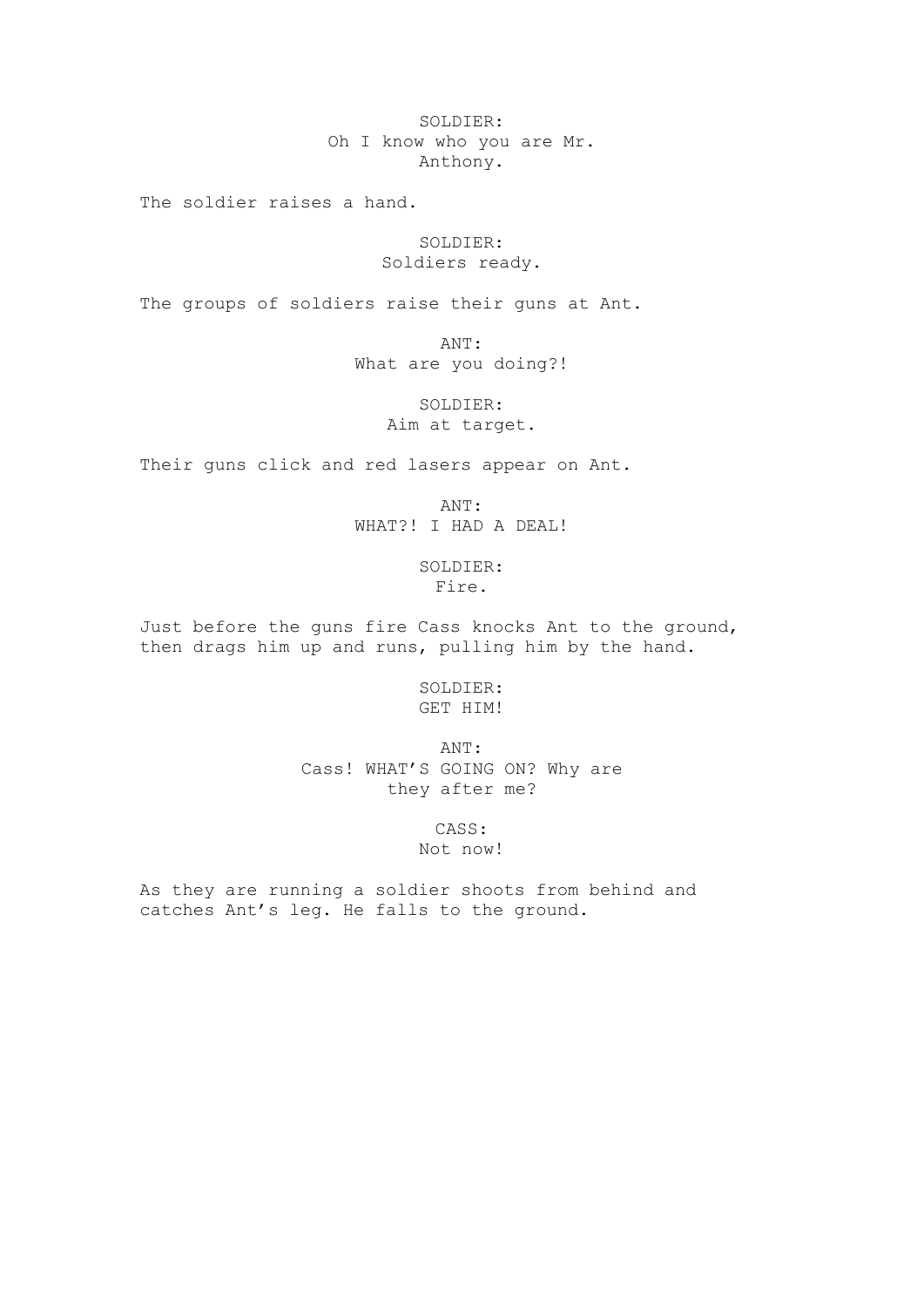SOLDIER:
Oh I know who you are Mr. Anthony.

The soldier raises a hand.

SOLDIER:
Soldiers ready.

The groups of soldiers raise their guns at Ant.

ANT:
What are you doing?!

SOLDIER:
Aim at target.

Their guns click and red lasers appear on Ant.

ANT:
WHAT?! I HAD A DEAL!

SOLDIER:
Fire.

Just before the guns fire Cass knocks Ant to the ground, then drags him up and runs, pulling him by the hand.

SOLDIER:
GET HIM!

ANT:
Cass! WHAT'S GOING ON? Why are they after me?

CASS:
Not now!

As they are running a soldier shoots from behind and catches Ant's leg. He falls to the ground.